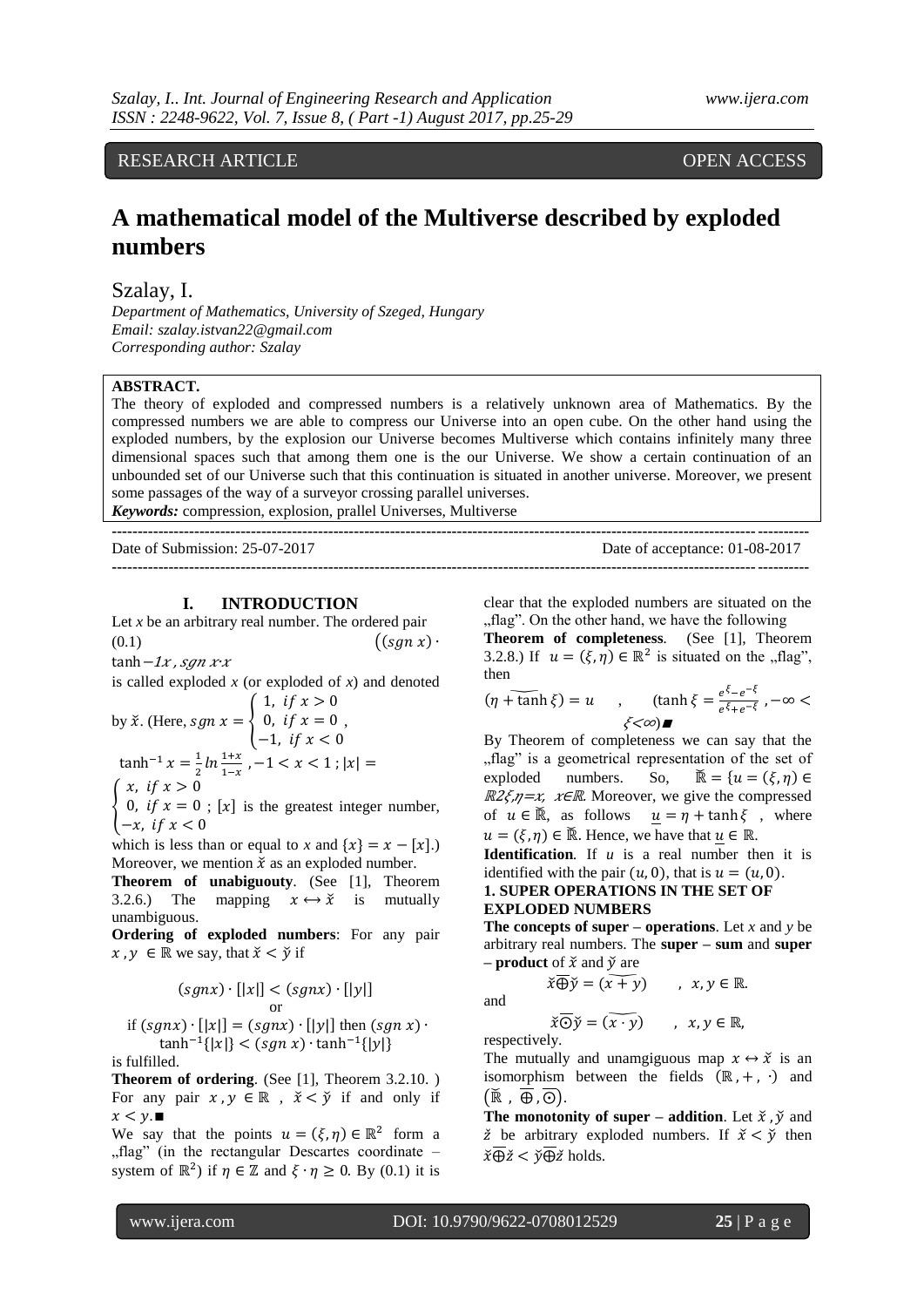RESEARCH ARTICLE OPEN ACCESS

# A mathematical model of the Multiverse described by exploded numbers

Szalay, I.

*Department of Mathematics, University of Szeged, Hungary*
*Email: szalay.istvan22@gmail.com*
*Corresponding author: Szalay*

**ABSTRACT.**
The theory of exploded and compressed numbers is a relatively unknown area of Mathematics. By the compressed numbers we are able to compress our Universe into an open cube. On the other hand using the exploded numbers, by the explosion our Universe becomes Multiverse which contains infinitely many three dimensional spaces such that among them one is the our Universe. We show a certain continuation of an unbounded set of our Universe such that this continuation is situated in another universe. Moreover, we present some passages of the way of a surveyor crossing parallel universes.

*Keywords:* compression, explosion, prallel Universes, Multiverse

Date of Submission: 25-07-2017 Date of acceptance: 01-08-2017

## I. INTRODUCTION

Let $x$ be an arbitrary real number. The ordered pair

(0.1) $\left((sgn\ x)\cdot \tanh^{-1}\{|x|\}, sgn\ x\cdot[|x|]\right)$

is called exploded $x$ (or exploded of $x$) and denoted by $\breve{x}$. (Here, $sgn\ x = \begin{cases} 1, & if\ x > 0 \\ 0, & if\ x = 0 \\ -1, & if\ x < 0 \end{cases}$, $\tanh^{-1} x = \frac{1}{2}\ln\frac{1+x}{1-x}$, $-1 < x < 1$; $|x| = \begin{cases} x, & if\ x > 0 \\ 0, & if\ x = 0 \\ -x, & if\ x < 0 \end{cases}$; $[x]$ is the greatest integer number, which is less than or equal to $x$ and $\{x\} = x - [x]$.) Moreover, we mention $\breve{x}$ as an exploded number.

**Theorem of unabiguouty**. (See [1], Theorem 3.2.6.) The mapping $x \leftrightarrow \breve{x}$ is mutually unambiguous.

**Ordering of exploded numbers**: For any pair $x, y \in \mathbb{R}$ we say, that $\breve{x} < \breve{y}$ if

$$(sgnx)\cdot[|x|] < (sgnx)\cdot[|y|]$$

or

if $(sgnx)\cdot[|x|] = (sgnx)\cdot[|y|]$ then $(sgn\ x)\cdot \tanh^{-1}\{|x|\} < (sgn\ x)\cdot \tanh^{-1}\{|y|\}$

is fulfilled.

**Theorem of ordering**. (See [1], Theorem 3.2.10. ) For any pair $x, y \in \mathbb{R}$, $\breve{x} < \breve{y}$ if and only if $x < y$.■

We say that the points $u = (\xi, \eta) \in \mathbb{R}^2$ form a „flag" (in the rectangular Descartes coordinate – system of $\mathbb{R}^2$) if $\eta \in \mathbb{Z}$ and $\xi \cdot \eta \geq 0$. By (0.1) it is clear that the exploded numbers are situated on the „flag". On the other hand, we have the following

**Theorem of completeness**. (See [1], Theorem 3.2.8.) If $u = (\xi, \eta) \in \mathbb{R}^2$ is situated on the „flag", then

$$\widetilde{(\eta + \tanh \xi)} = u \quad , \quad (\tanh \xi = \frac{e^{\xi} - e^{-\xi}}{e^{\xi} + e^{-\xi}}, -\infty < \xi < \infty)■$$

By Theorem of completeness we can say that the „flag" is a geometrical representation of the set of exploded numbers. So, $\breve{\mathbb{R}} = \{u = (\xi, \eta) \in \mathbb{R}^2 | \breve{x} = u, x \in \mathbb{R}\}$. Moreover, we give the compressed of $u \in \breve{\mathbb{R}}$, as follows $\underline{u} = \eta + \tanh \xi$, where $u = (\xi, \eta) \in \breve{\mathbb{R}}$. Hence, we have that $\underline{u} \in \mathbb{R}$.

**Identification**. If $u$ is a real number then it is identified with the pair $(u, 0)$, that is $u = (u, 0)$.

### 1. SUPER OPERATIONS IN THE SET OF EXPLODED NUMBERS

**The concepts of super – operations**. Let $x$ and $y$ be arbitrary real numbers. The **super – sum** and **super – product** of $\breve{x}$ and $\breve{y}$ are

$$\breve{x} \overline{\oplus} \breve{y} = \widetilde{(x+y)} \quad , \quad x, y \in \mathbb{R}.$$

and

$$\breve{x} \overline{\odot} \breve{y} = \widetilde{(x \cdot y)} \quad , \quad x, y \in \mathbb{R},$$

respectively.

The mutually and unamgiguous map $x \leftrightarrow \breve{x}$ is an isomorphism between the fields $(\mathbb{R}, +, \cdot)$ and $(\breve{\mathbb{R}}, \overline{\oplus}, \overline{\odot})$.

**The monotonity of super – addition**. Let $\breve{x}$, $\breve{y}$ and $\breve{z}$ be arbitrary exploded numbers. If $\breve{x} < \breve{y}$ then $\breve{x} \overline{\oplus} \breve{z} < \breve{y} \overline{\oplus} \breve{z}$ holds.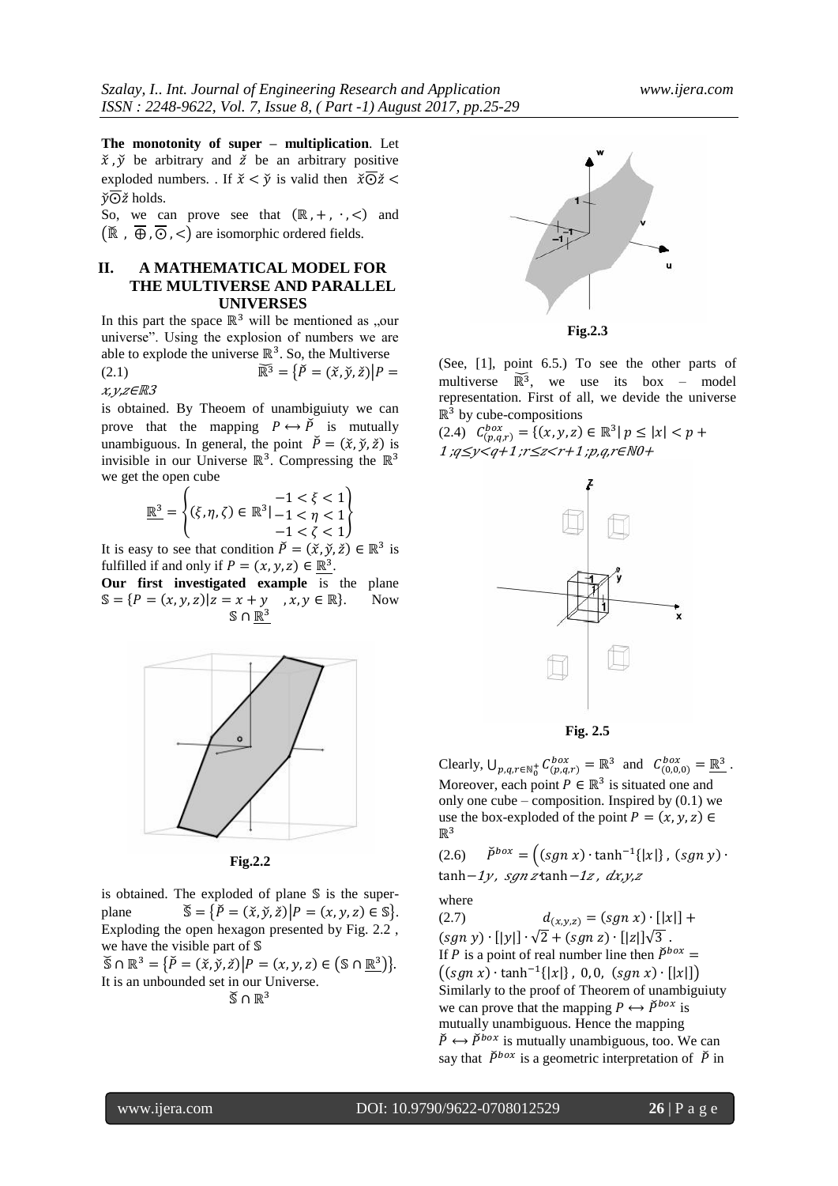**The monotonity of super – multiplication**. Let $\breve{x}, \breve{y}$ be arbitrary and $\breve{z}$ be an arbitrary positive exploded numbers. . If $\breve{x} < \breve{y}$ is valid then $\breve{x} \overline{\odot} \breve{z} < \breve{y} \overline{\odot} \breve{z}$ holds.

So, we can prove see that $(\mathbb{R}, +, \cdot, <)$ and $(\breve{\mathbb{R}}, \overline{\oplus}, \overline{\odot}, <)$ are isomorphic ordered fields.

## II. A MATHEMATICAL MODEL FOR THE MULTIVERSE AND PARALLEL UNIVERSES

In this part the space $\mathbb{R}^3$ will be mentioned as „our universe". Using the explosion of numbers we are able to explode the universe $\mathbb{R}^3$. So, the Multiverse

(2.1) $$\widetilde{\mathbb{R}^3} = \{\breve{P} = (\breve{x}, \breve{y}, \breve{z}) | P = x, y, z \in \mathbb{R}^3$$

is obtained. By Theoem of unambiguiuty we can prove that the mapping $P \leftrightarrow \breve{P}$ is mutually unambiguous. In general, the point $\breve{P} = (\breve{x}, \breve{y}, \breve{z})$ is invisible in our Universe $\mathbb{R}^3$. Compressing the $\mathbb{R}^3$ we get the open cube

$$\underline{\mathbb{R}^3} = \left\{ (\xi, \eta, \zeta) \in \mathbb{R}^3 | \begin{matrix} -1 < \xi < 1 \\ -1 < \eta < 1 \\ -1 < \zeta < 1 \end{matrix} \right\}$$

It is easy to see that condition $\breve{P} = (\breve{x}, \breve{y}, \breve{z}) \in \mathbb{R}^3$ is fulfilled if and only if $P = (x, y, z) \in \underline{\mathbb{R}^3}$.

**Our first investigated example** is the plane $\mathbb{S} = \{P = (x, y, z) | z = x + y \quad , x, y \in \mathbb{R}\}$. Now

$$\mathbb{S} \cap \underline{\mathbb{R}^3}$$

Fig.2.2

is obtained. The exploded of plane $\mathbb{S}$ is the super-plane $\breve{\mathbb{S}} = \{\breve{P} = (\breve{x}, \breve{y}, \breve{z}) | P = (x, y, z) \in \mathbb{S}\}$. Exploding the open hexagon presented by Fig. 2.2 , we have the visible part of $\mathbb{S}$

$\breve{\mathbb{S}} \cap \mathbb{R}^3 = \{\breve{P} = (\breve{x}, \breve{y}, \breve{z}) | P = (x, y, z) \in (\mathbb{S} \cap \underline{\mathbb{R}^3})\}$.

It is an unbounded set in our Universe.

$$\breve{\mathbb{S}} \cap \mathbb{R}^3$$

Fig.2.3

(See, [1], point 6.5.) To see the other parts of multiverse $\widetilde{\mathbb{R}^3}$, we use its box – model representation. First of all, we devide the universe $\mathbb{R}^3$ by cube-compositions

(2.4) $C^{box}_{(p,q,r)} = \{(x, y, z) \in \mathbb{R}^3 | p \le |x| < p + 1; q \le y < q+1; r \le z < r+1; p,q,r \in \mathbb{N}0+$

Fig. 2.5

Clearly, $\bigcup_{p,q,r \in \mathbb{N}_0^+} C^{box}_{(p,q,r)} = \mathbb{R}^3$ and $C^{box}_{(0,0,0)} = \underline{\mathbb{R}^3}$. Moreover, each point $P \in \mathbb{R}^3$ is situated one and only one cube – composition. Inspired by (0.1) we use the box-exploded of the point $P = (x, y, z) \in \mathbb{R}^3$

(2.6) $\breve{P}^{box} = \left( (sgn\ x) \cdot \tanh^{-1}\{|x|\}, (sgn\ y) \cdot \tanh{-1y},\ sgn\ z \tanh{-1z},\ dx,y,z \right.$

where

(2.7) $$d_{(x,y,z)} = (sgn\ x) \cdot [|x|] + (sgn\ y) \cdot [|y|] \cdot \sqrt{2} + (sgn\ z) \cdot [|z|]\sqrt{3}\ .$$

If $P$ is a point of real number line then $\breve{P}^{box} = \left( (sgn\ x) \cdot \tanh^{-1}\{|x|\}, 0, 0, (sgn\ x) \cdot [|x|] \right)$

Similarly to the proof of Theorem of unambiguiuty we can prove that the mapping $P \leftrightarrow \breve{P}^{box}$ is mutually unambiguous. Hence the mapping $\breve{P} \leftrightarrow \breve{P}^{box}$ is mutually unambiguous, too. We can say that $\breve{P}^{box}$ is a geometric interpretation of $\breve{P}$ in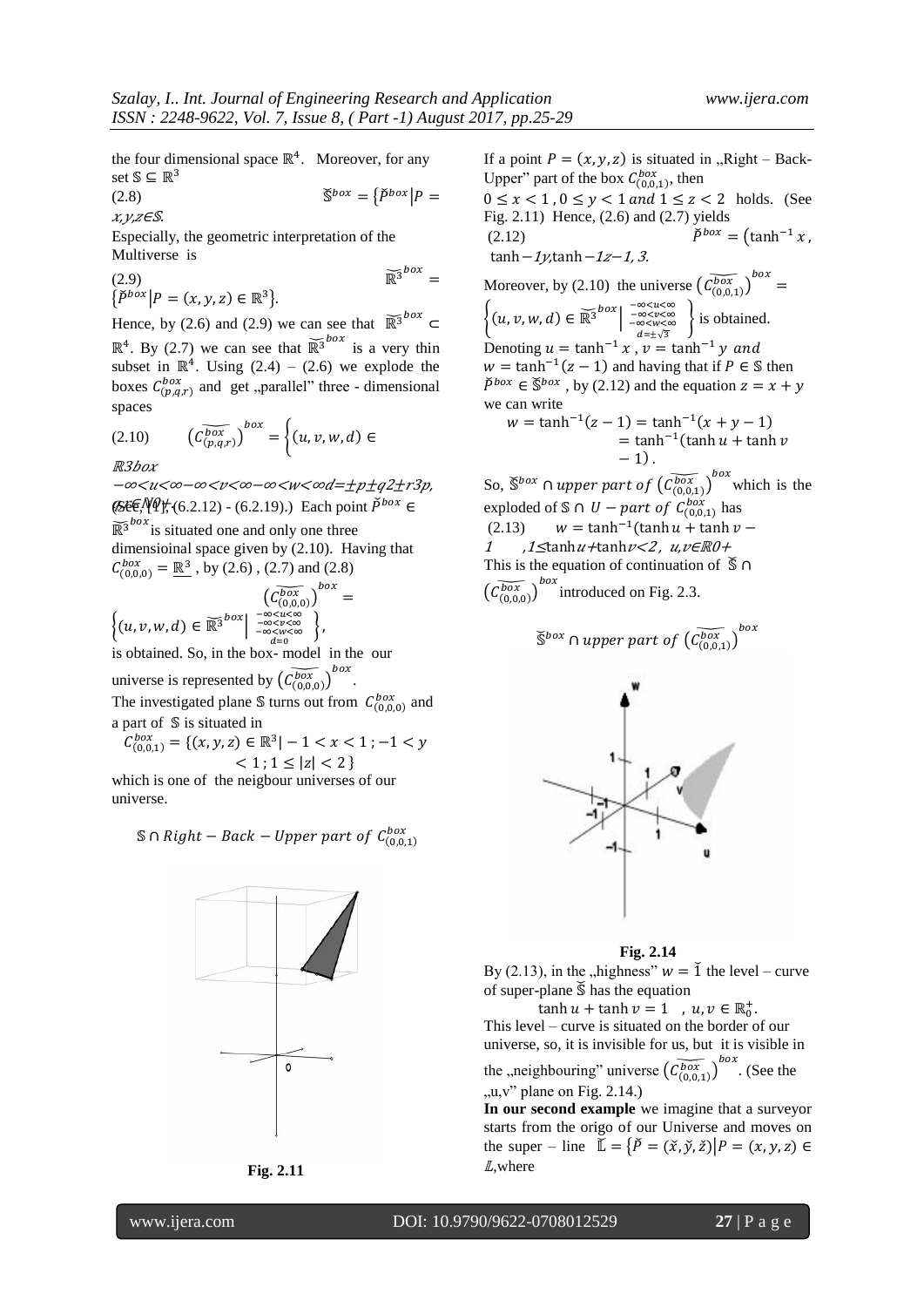the four dimensional space $\mathbb{R}^4$. Moreover, for any set $\mathbb{S} \subseteq \mathbb{R}^3$

(2.8) $$\breve{\mathbb{S}}^{box} = \{\breve{P}^{box} | P = (x,y,z) \in \mathbb{S}\}.$$

Especially, the geometric interpretation of the Multiverse is

(2.9) $$\widetilde{\mathbb{R}^3}^{box} = \{\breve{P}^{box} | P = (x,y,z) \in \mathbb{R}^3\}.$$

Hence, by (2.6) and (2.9) we can see that $\widetilde{\mathbb{R}^3}^{box} \subset \mathbb{R}^4$. By (2.7) we can see that $\widetilde{\mathbb{R}^3}^{box}$ is a very thin subset in $\mathbb{R}^4$. Using (2.4) – (2.6) we explode the boxes $C^{box}_{(p,q,r)}$ and get „parallel" three - dimensional spaces

(2.10) $$\left(\widetilde{C^{box}_{(p,q,r)}}\right)^{box} = \left\{(u,v,w,d) \in \widetilde{\mathbb{R}^3}^{box} \middle| \begin{smallmatrix} -\infty<u<\infty \\ -\infty<v<\infty \\ -\infty<w<\infty \\ d=\pm\sqrt{p^2+q^2+r^2} \end{smallmatrix}\right\}, \quad p,q,r \in \mathbb{N}_0^+$$

(See, [1], (6.2.12) - (6.2.19).) Each point $\breve{P}^{box} \in \widetilde{\mathbb{R}^3}^{box}$ is situated one and only one three dimensioinal space given by (2.10). Having that $C^{box}_{(0,0,0)} = \underline{\mathbb{R}^3}$, by (2.6), (2.7) and (2.8)

$$\left(\widetilde{C^{box}_{(0,0,0)}}\right)^{box} = \left\{(u,v,w,d) \in \widetilde{\mathbb{R}^3}^{box} \middle| \begin{smallmatrix} -\infty<u<\infty \\ -\infty<v<\infty \\ -\infty<w<\infty \\ d=0 \end{smallmatrix}\right\},$$

is obtained. So, in the box- model in the our universe is represented by $\left(\widetilde{C^{box}_{(0,0,0)}}\right)^{box}$.

The investigated plane $\mathbb{S}$ turns out from $C^{box}_{(0,0,0)}$ and a part of $\mathbb{S}$ is situated in

$$C^{box}_{(0,0,1)} = \{(x,y,z) \in \mathbb{R}^3 | -1 < x < 1 ; -1 < y < 1 ; 1 \le |z| < 2\}$$

which is one of the neigbour universes of our universe.

$\mathbb{S} \cap Right - Back - Upper\ part\ of\ C^{box}_{(0,0,1)}$

**Fig. 2.11**

If a point $P = (x,y,z)$ is situated in „Right – Back-Upper" part of the box $C^{box}_{(0,0,1)}$, then $0 \le x < 1$, $0 \le y < 1$ and $1 \le z < 2$ holds. (See Fig. 2.11) Hence, (2.6) and (2.7) yields

(2.12) $$\breve{P}^{box} = (\tanh^{-1} x, \tanh^{-1} y, \tanh^{-1}(z-1), \sqrt{3}).$$

Moreover, by (2.10) the universe $\left(\widetilde{C^{box}_{(0,0,1)}}\right)^{box} = \left\{(u,v,w,d) \in \widetilde{\mathbb{R}^3}^{box} \middle| \begin{smallmatrix} -\infty<u<\infty \\ -\infty<v<\infty \\ -\infty<w<\infty \\ d=\pm\sqrt{3} \end{smallmatrix}\right\}$ is obtained.

Denoting $u = \tanh^{-1} x$, $v = \tanh^{-1} y$ and $w = \tanh^{-1}(z-1)$ and having that if $P \in \mathbb{S}$ then $\breve{P}^{box} \in \breve{\mathbb{S}}^{box}$, by (2.12) and the equation $z = x + y$ we can write

$$w = \tanh^{-1}(z-1) = \tanh^{-1}(x+y-1) = \tanh^{-1}(\tanh u + \tanh v - 1).$$

So, $\breve{\mathbb{S}}^{box} \cap upper\ part\ of \left(\widetilde{C^{box}_{(0,0,1)}}\right)^{box}$ which is the exploded of $\mathbb{S} \cap U - part\ of\ C^{box}_{(0,0,1)}$ has

(2.13) $$w = \tanh^{-1}(\tanh u + \tanh v - 1), \quad 1 \le \tanh u + \tanh v < 2, \ u,v \in \mathbb{R}_0^+$$

This is the equation of continuation of $\breve{\mathbb{S}} \cap \left(\widetilde{C^{box}_{(0,0,0)}}\right)^{box}$ introduced on Fig. 2.3.

$\breve{\mathbb{S}}^{box} \cap upper\ part\ of \left(\widetilde{C^{box}_{(0,0,1)}}\right)^{box}$

**Fig. 2.14**

By (2.13), in the „highness" $w = \breve{1}$ the level – curve of super-plane $\breve{\mathbb{S}}$ has the equation

$$\tanh u + \tanh v = 1, \quad u,v \in \mathbb{R}_0^+.$$

This level – curve is situated on the border of our universe, so, it is invisible for us, but it is visible in the „neighbouring" universe $\left(\widetilde{C^{box}_{(0,0,1)}}\right)^{box}$. (See the „u,v" plane on Fig. 2.14.)

**In our second example** we imagine that a surveyor starts from the origo of our Universe and moves on the super – line $\breve{\mathbb{L}} = \{\breve{P} = (\breve{x}, \breve{y}, \breve{z}) | P = (x,y,z) \in \mathbb{L}$, where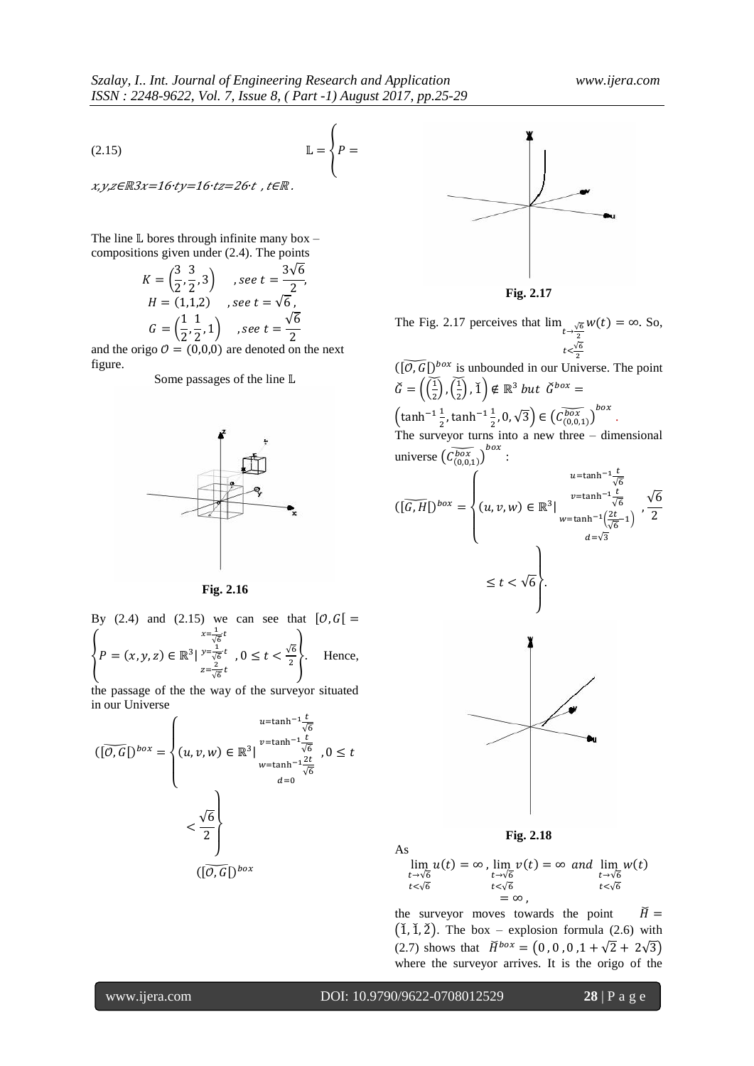(2.15) $\mathbb{L} = \left\{ P = \right.$

*x,y,z∈ℝ3x=16·ty=16·tz=26·t , t∈ℝ .*

The line $\mathbb{L}$ bores through infinite many box – compositions given under (2.4). The points

$$K = \left(\frac{3}{2}, \frac{3}{2}, 3\right) \quad , see\ t = \frac{3\sqrt{6}}{2},$$
$$H = (1,1,2) \quad , see\ t = \sqrt{6}\,,$$
$$G = \left(\frac{1}{2}, \frac{1}{2}, 1\right) \quad , see\ t = \frac{\sqrt{6}}{2}$$

and the origo $O = (0,0,0)$ are denoted on the next figure.

Some passages of the line $\mathbb{L}$

**Fig. 2.16**

By (2.4) and (2.15) we can see that $[O,G[ = \left\{ P = (x,y,z) \in \mathbb{R}^3 | \begin{smallmatrix} x = \frac{1}{\sqrt{6}} t \\ y = \frac{1}{\sqrt{6}} t \\ z = \frac{2}{\sqrt{6}} t \end{smallmatrix} , 0 \le t < \frac{\sqrt{6}}{2} \right\}$. Hence, the passage of the the way of the surveyor situated in our Universe

$$(\widetilde{[O,G[})^{box} = \left\{ (u,v,w) \in \mathbb{R}^3 | \begin{smallmatrix} u = \tanh^{-1} \frac{t}{\sqrt{6}} \\ v = \tanh^{-1} \frac{t}{\sqrt{6}} \\ w = \tanh^{-1} \frac{2t}{\sqrt{6}} \\ d = 0 \end{smallmatrix} , 0 \le t < \frac{\sqrt{6}}{2} \right\}$$

$(\widetilde{[O,G[})^{box}$

**Fig. 2.17**

The Fig. 2.17 perceives that $\lim_{\substack{t \to \frac{\sqrt{6}}{2} \\ t < \frac{\sqrt{6}}{2}}} w(t) = \infty$. So, $(\widetilde{[O,G[})^{box}$ is unbounded in our Universe. The point $\breve{G} = \left(\widetilde{\left(\frac{1}{2}\right)}, \widetilde{\left(\frac{1}{2}\right)}, \breve{1}\right) \notin \mathbb{R}^3$ *but* $\breve{G}^{box} = \left(\tanh^{-1} \frac{1}{2}, \tanh^{-1} \frac{1}{2}, 0, \sqrt{3}\right) \in \left(\widetilde{C^{box}_{(0,0,1)}}\right)^{box}$.

The surveyor turns into a new three – dimensional universe $\left(\widetilde{C^{box}_{(0,0,1)}}\right)^{box}$:

$$(\widetilde{[G,H[})^{box} = \left\{ (u,v,w) \in \mathbb{R}^3 | \begin{smallmatrix} u = \tanh^{-1} \frac{t}{\sqrt{6}} \\ v = \tanh^{-1} \frac{t}{\sqrt{6}} \\ w = \tanh^{-1} \left(\frac{2t}{\sqrt{6}} - 1\right) \\ d = \sqrt{3} \end{smallmatrix} , \frac{\sqrt{6}}{2} \le t < \sqrt{6} \right\}.$$

**Fig. 2.18**

As

$$\lim_{\substack{t \to \sqrt{6} \\ t < \sqrt{6}}} u(t) = \infty\,, \lim_{\substack{t \to \sqrt{6} \\ t < \sqrt{6}}} v(t) = \infty \ and \ \lim_{\substack{t \to \sqrt{6} \\ t < \sqrt{6}}} w(t) = \infty\,,$$

the surveyor moves towards the point $\breve{H} = (\breve{1}, \breve{1}, \breve{2})$. The box – explosion formula (2.6) with (2.7) shows that $\breve{H}^{box} = (0\,, 0\,, 0\,, 1 + \sqrt{2} + 2\sqrt{3})$ where the surveyor arrives. It is the origo of the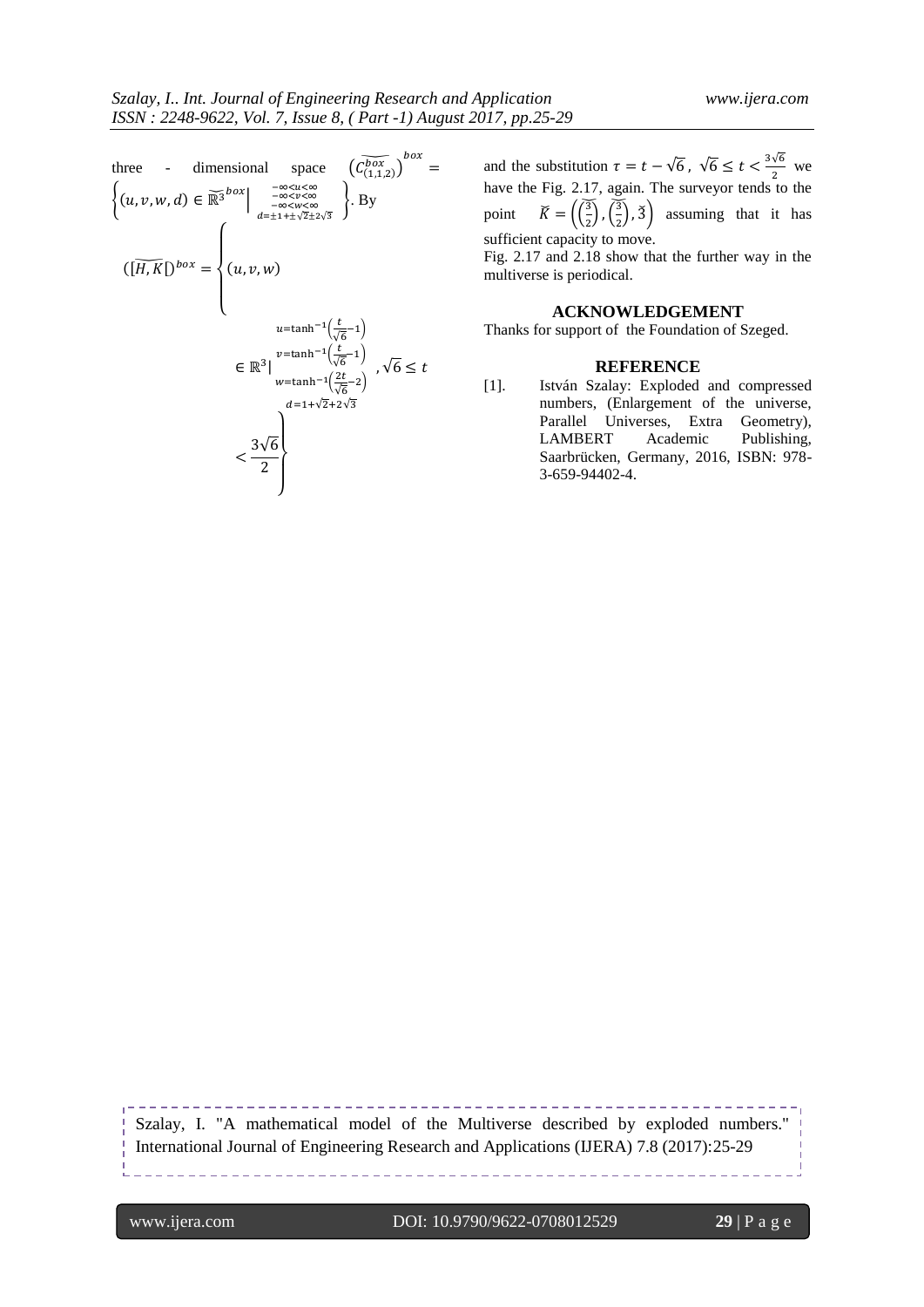three - dimensional space $\left(\widetilde{C^{box}_{(1,1,2)}}\right)^{box} = \left\{(u,v,w,d) \in \widetilde{\mathbb{R}^3}^{box} \middle| \begin{smallmatrix} -\infty<u<\infty \\ -\infty<v<\infty \\ -\infty<w<\infty \\ d=\pm 1+\pm\sqrt{2}\pm 2\sqrt{3} \end{smallmatrix} \right\}$. By

$$
(\widetilde{[H,K[}})^{box} = \left\{ (u,v,w) \in \mathbb{R}^3 \middle| \begin{smallmatrix} u=\tanh^{-1}\left(\frac{t}{\sqrt{6}}-1\right) \\ v=\tanh^{-1}\left(\frac{t}{\sqrt{6}}-1\right) \\ w=\tanh^{-1}\left(\frac{2t}{\sqrt{6}}-2\right) \\ d=1+\sqrt{2}+2\sqrt{3} \end{smallmatrix}, \sqrt{6} \le t < \frac{3\sqrt{6}}{2} \right\}
$$

and the substitution $\tau = t - \sqrt{6}$, $\sqrt{6} \le t < \frac{3\sqrt{6}}{2}$ we have the Fig. 2.17, again. The surveyor tends to the point $\breve{K} = \left(\widetilde{\left(\frac{3}{2}\right)}, \widetilde{\left(\frac{3}{2}\right)}, \breve{3}\right)$ assuming that it has sufficient capacity to move.

Fig. 2.17 and 2.18 show that the further way in the multiverse is periodical.

## ACKNOWLEDGEMENT

Thanks for support of the Foundation of Szeged.

## REFERENCE

[1]. István Szalay: Exploded and compressed numbers, (Enlargement of the universe, Parallel Universes, Extra Geometry), LAMBERT Academic Publishing, Saarbrücken, Germany, 2016, ISBN: 978-3-659-94402-4.

Szalay, I. "A mathematical model of the Multiverse described by exploded numbers." International Journal of Engineering Research and Applications (IJERA) 7.8 (2017):25-29